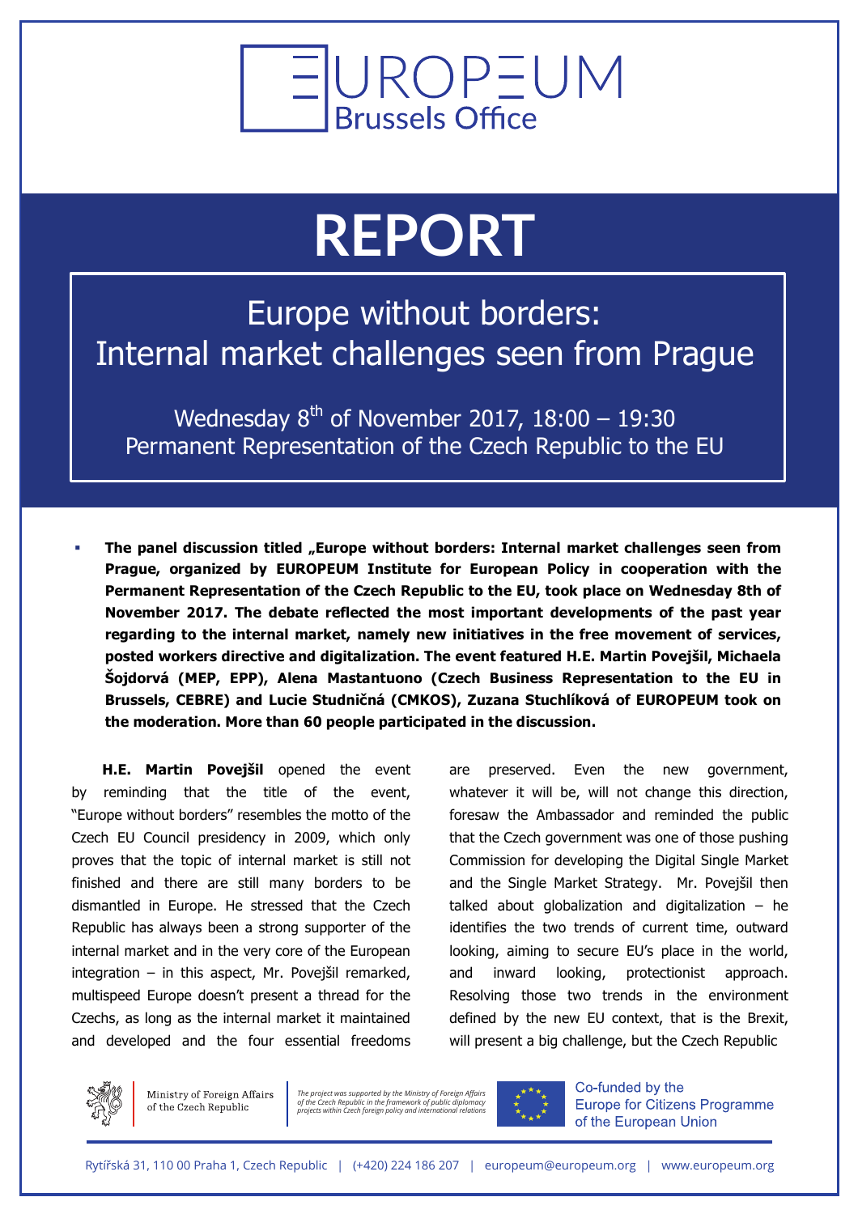EUROPEUM
Brussels Office

# REPORT

## Europe without borders: Internal market challenges seen from Prague

Wednesday 8th of November 2017, 18:00 – 19:30
Permanent Representation of the Czech Republic to the EU

- **The panel discussion titled „Europe without borders: Internal market challenges seen from Prague, organized by EUROPEUM Institute for European Policy in cooperation with the Permanent Representation of the Czech Republic to the EU, took place on Wednesday 8th of November 2017. The debate reflected the most important developments of the past year regarding to the internal market, namely new initiatives in the free movement of services, posted workers directive and digitalization. The event featured H.E. Martin Povejšil, Michaela Šojdorvá (MEP, EPP), Alena Mastantuono (Czech Business Representation to the EU in Brussels, CEBRE) and Lucie Studničná (CMKOS), Zuzana Stuchlíková of EUROPEUM took on the moderation. More than 60 people participated in the discussion.**

**H.E. Martin Povejšil** opened the event by reminding that the title of the event, "Europe without borders" resembles the motto of the Czech EU Council presidency in 2009, which only proves that the topic of internal market is still not finished and there are still many borders to be dismantled in Europe. He stressed that the Czech Republic has always been a strong supporter of the internal market and in the very core of the European integration – in this aspect, Mr. Povejšil remarked, multispeed Europe doesn't present a thread for the Czechs, as long as the internal market it maintained and developed and the four essential freedoms are preserved. Even the new government, whatever it will be, will not change this direction, foresaw the Ambassador and reminded the public that the Czech government was one of those pushing Commission for developing the Digital Single Market and the Single Market Strategy. Mr. Povejšil then talked about globalization and digitalization – he identifies the two trends of current time, outward looking, aiming to secure EU's place in the world, and inward looking, protectionist approach. Resolving those two trends in the environment defined by the new EU context, that is the Brexit, will present a big challenge, but the Czech Republic

Ministry of Foreign Affairs of the Czech Republic

*The project was supported by the Ministry of Foreign Affairs of the Czech Republic in the framework of public diplomacy projects within Czech foreign policy and international relations*

Co-funded by the Europe for Citizens Programme of the European Union

Rytířská 31, 110 00 Praha 1, Czech Republic | (+420) 224 186 207 | europeum@europeum.org | www.europeum.org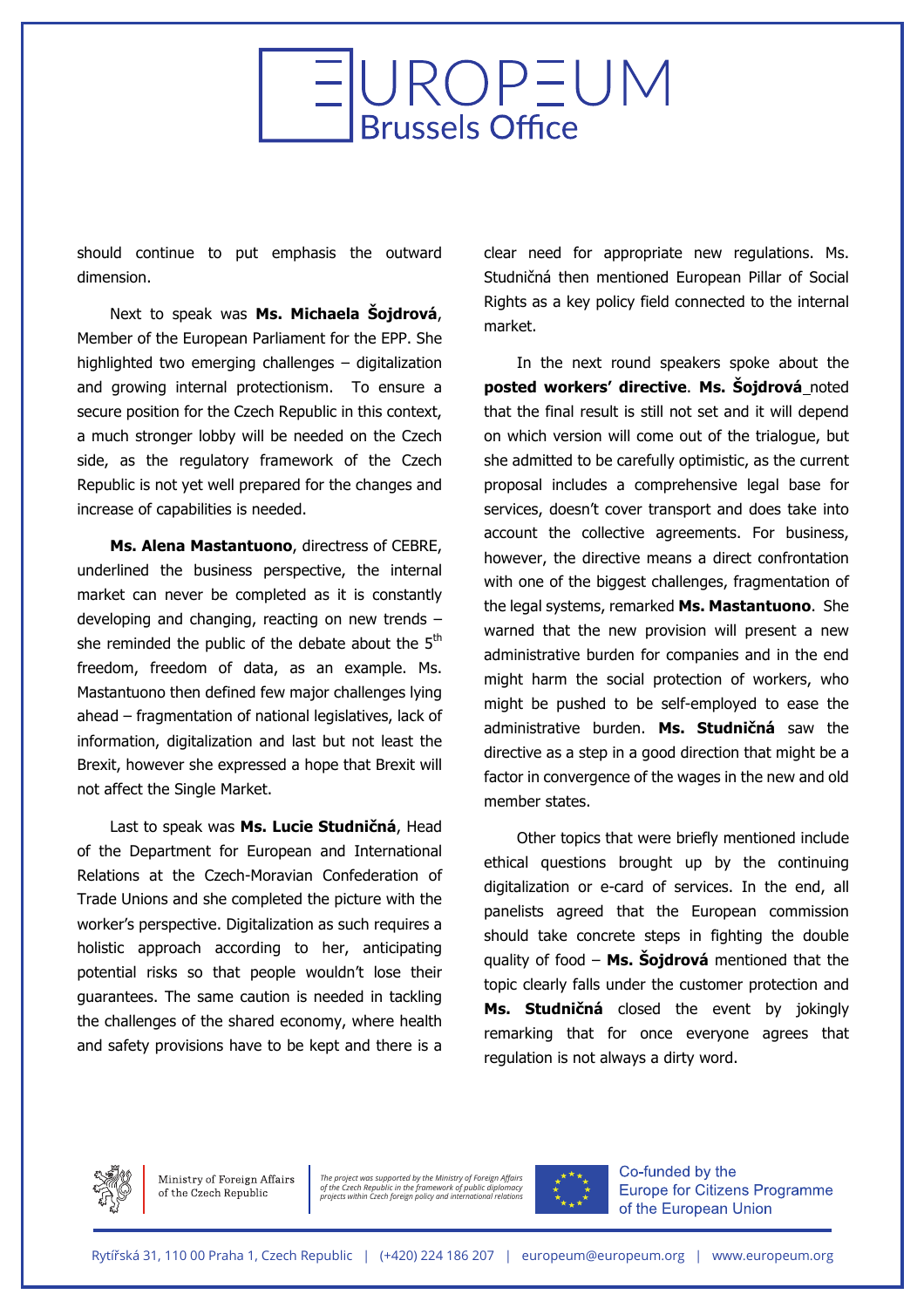should continue to put emphasis the outward dimension.

Next to speak was **Ms. Michaela Šojdrová**, Member of the European Parliament for the EPP. She highlighted two emerging challenges – digitalization and growing internal protectionism. To ensure a secure position for the Czech Republic in this context, a much stronger lobby will be needed on the Czech side, as the regulatory framework of the Czech Republic is not yet well prepared for the changes and increase of capabilities is needed.

**Ms. Alena Mastantuono**, directress of CEBRE, underlined the business perspective, the internal market can never be completed as it is constantly developing and changing, reacting on new trends – she reminded the public of the debate about the 5th freedom, freedom of data, as an example. Ms. Mastantuono then defined few major challenges lying ahead – fragmentation of national legislatives, lack of information, digitalization and last but not least the Brexit, however she expressed a hope that Brexit will not affect the Single Market.

Last to speak was **Ms. Lucie Studničná**, Head of the Department for European and International Relations at the Czech-Moravian Confederation of Trade Unions and she completed the picture with the worker's perspective. Digitalization as such requires a holistic approach according to her, anticipating potential risks so that people wouldn't lose their guarantees. The same caution is needed in tackling the challenges of the shared economy, where health and safety provisions have to be kept and there is a clear need for appropriate new regulations. Ms. Studničná then mentioned European Pillar of Social Rights as a key policy field connected to the internal market.

In the next round speakers spoke about the **posted workers' directive**. **Ms. Šojdrová** noted that the final result is still not set and it will depend on which version will come out of the trialogue, but she admitted to be carefully optimistic, as the current proposal includes a comprehensive legal base for services, doesn't cover transport and does take into account the collective agreements. For business, however, the directive means a direct confrontation with one of the biggest challenges, fragmentation of the legal systems, remarked **Ms. Mastantuono**. She warned that the new provision will present a new administrative burden for companies and in the end might harm the social protection of workers, who might be pushed to be self-employed to ease the administrative burden. **Ms. Studničná** saw the directive as a step in a good direction that might be a factor in convergence of the wages in the new and old member states.

Other topics that were briefly mentioned include ethical questions brought up by the continuing digitalization or e-card of services. In the end, all panelists agreed that the European commission should take concrete steps in fighting the double quality of food – **Ms. Šojdrová** mentioned that the topic clearly falls under the customer protection and **Ms. Studničná** closed the event by jokingly remarking that for once everyone agrees that regulation is not always a dirty word.

Ministry of Foreign Affairs of the Czech Republic

*The project was supported by the Ministry of Foreign Affairs of the Czech Republic in the framework of public diplomacy projects within Czech foreign policy and international relations*

Co-funded by the Europe for Citizens Programme of the European Union